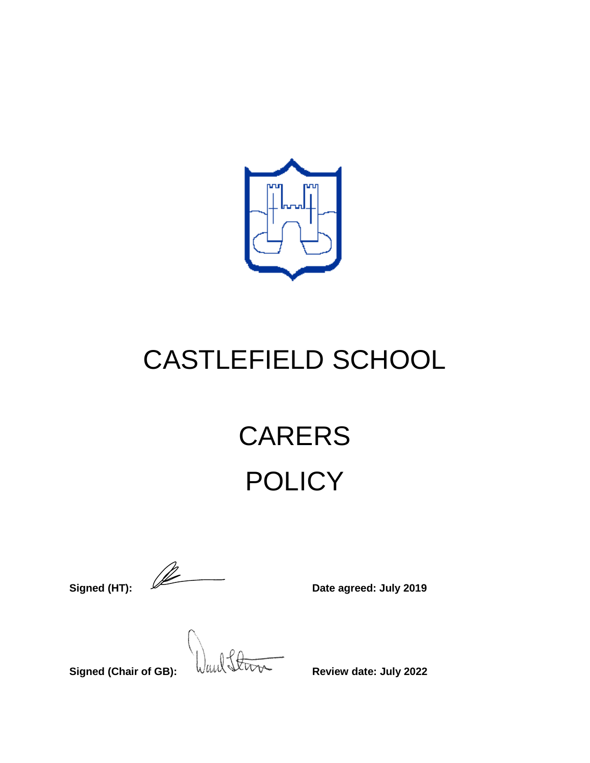# CASTLEFIELD SCHOOL

# CARERS POLICY

**Signed (HT):** 

**Date agreed: July 2019**

**Signed (Chair of GB):** 

**Review date: July 2022**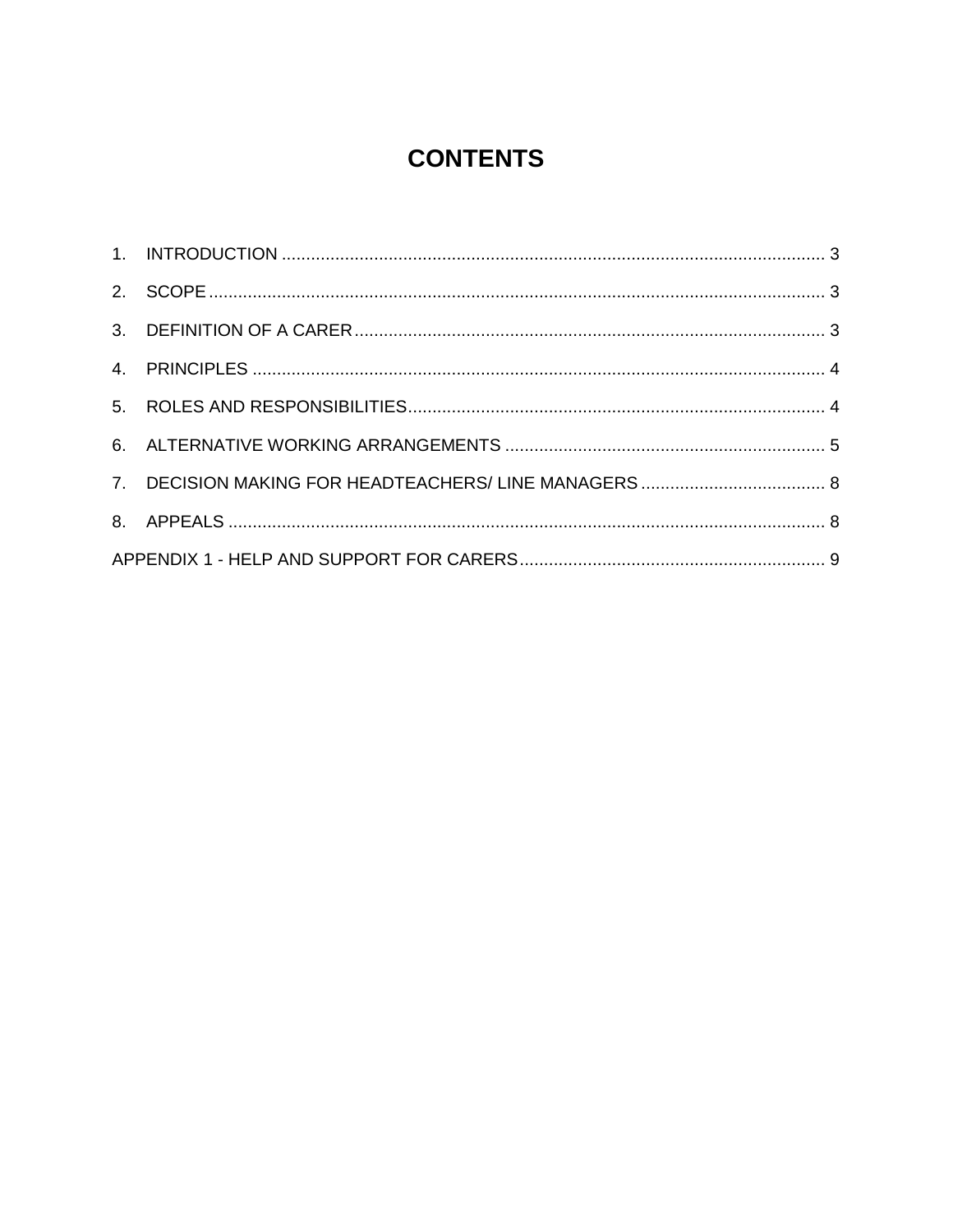# CONTENTS

1. INTRODUCTION ................................................................................................................ 3
2. SCOPE ................................................................................................................................ 3
3. DEFINITION OF A CARER ................................................................................................ 3
4. PRINCIPLES ....................................................................................................................... 4
5. ROLES AND RESPONSIBILITIES ..................................................................................... 4
6. ALTERNATIVE WORKING ARRANGEMENTS ................................................................. 5
7. DECISION MAKING FOR HEADTEACHERS/ LINE MANAGERS ...................................... 8
8. APPEALS ............................................................................................................................ 8

APPENDIX 1 - HELP AND SUPPORT FOR CARERS ............................................................... 9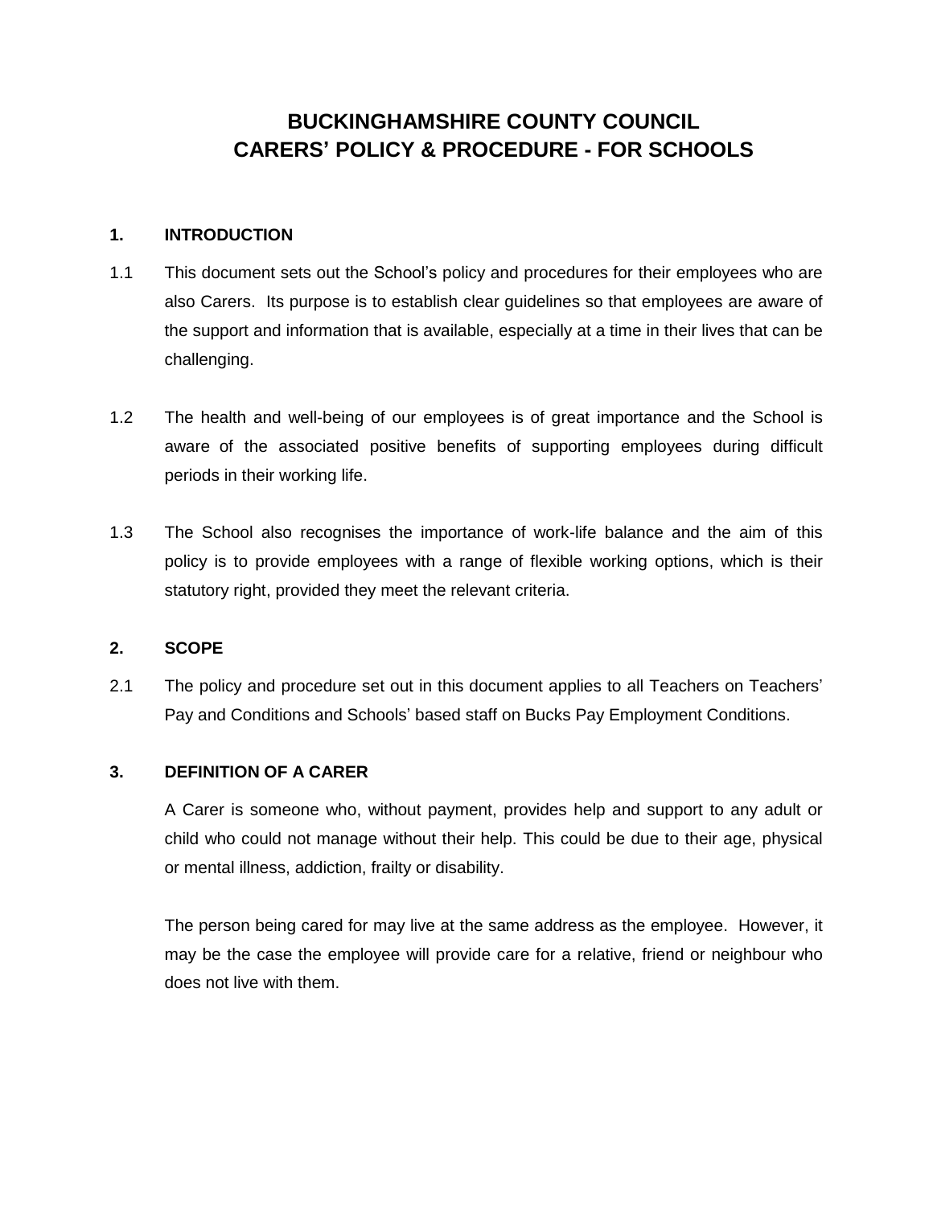# BUCKINGHAMSHIRE COUNTY COUNCIL
# CARERS' POLICY & PROCEDURE - FOR SCHOOLS

## 1. INTRODUCTION

1.1 This document sets out the School's policy and procedures for their employees who are also Carers. Its purpose is to establish clear guidelines so that employees are aware of the support and information that is available, especially at a time in their lives that can be challenging.

1.2 The health and well-being of our employees is of great importance and the School is aware of the associated positive benefits of supporting employees during difficult periods in their working life.

1.3 The School also recognises the importance of work-life balance and the aim of this policy is to provide employees with a range of flexible working options, which is their statutory right, provided they meet the relevant criteria.

## 2. SCOPE

2.1 The policy and procedure set out in this document applies to all Teachers on Teachers' Pay and Conditions and Schools' based staff on Bucks Pay Employment Conditions.

## 3. DEFINITION OF A CARER

A Carer is someone who, without payment, provides help and support to any adult or child who could not manage without their help. This could be due to their age, physical or mental illness, addiction, frailty or disability.

The person being cared for may live at the same address as the employee. However, it may be the case the employee will provide care for a relative, friend or neighbour who does not live with them.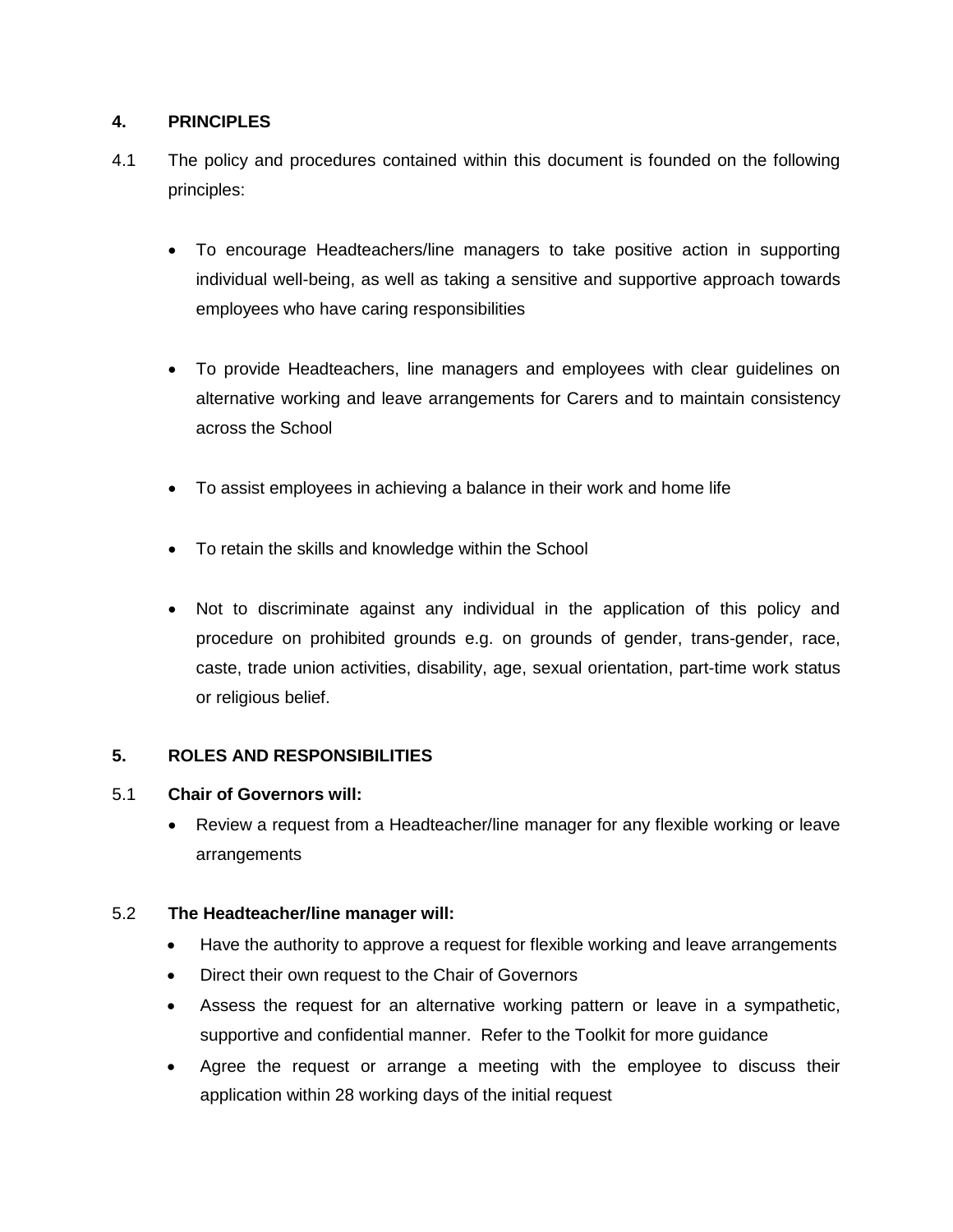## 4. PRINCIPLES

4.1 The policy and procedures contained within this document is founded on the following principles:

- To encourage Headteachers/line managers to take positive action in supporting individual well-being, as well as taking a sensitive and supportive approach towards employees who have caring responsibilities

- To provide Headteachers, line managers and employees with clear guidelines on alternative working and leave arrangements for Carers and to maintain consistency across the School

- To assist employees in achieving a balance in their work and home life

- To retain the skills and knowledge within the School

- Not to discriminate against any individual in the application of this policy and procedure on prohibited grounds e.g. on grounds of gender, trans-gender, race, caste, trade union activities, disability, age, sexual orientation, part-time work status or religious belief.

## 5. ROLES AND RESPONSIBILITIES

5.1 **Chair of Governors will:**

- Review a request from a Headteacher/line manager for any flexible working or leave arrangements

5.2 **The Headteacher/line manager will:**

- Have the authority to approve a request for flexible working and leave arrangements
- Direct their own request to the Chair of Governors
- Assess the request for an alternative working pattern or leave in a sympathetic, supportive and confidential manner. Refer to the Toolkit for more guidance
- Agree the request or arrange a meeting with the employee to discuss their application within 28 working days of the initial request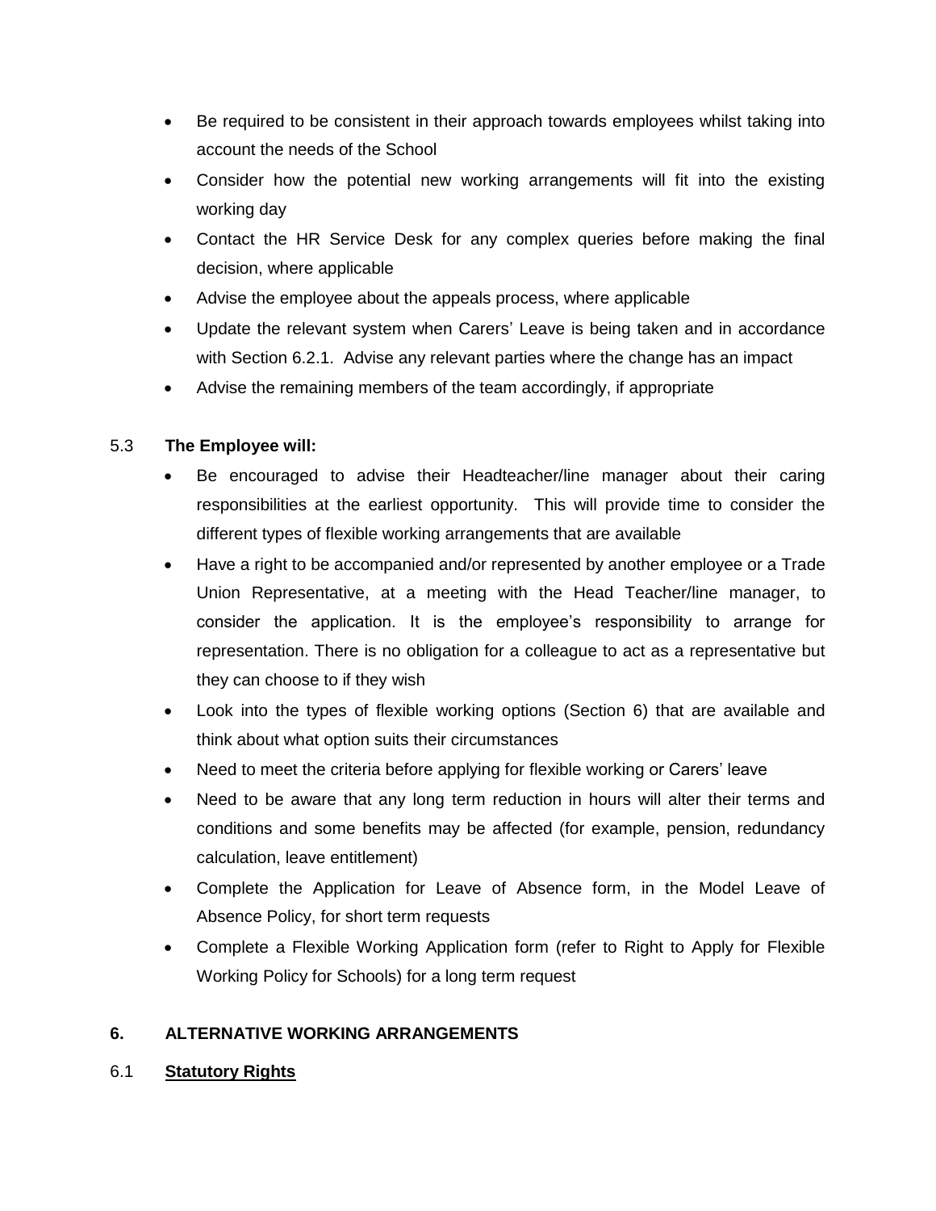- Be required to be consistent in their approach towards employees whilst taking into account the needs of the School
- Consider how the potential new working arrangements will fit into the existing working day
- Contact the HR Service Desk for any complex queries before making the final decision, where applicable
- Advise the employee about the appeals process, where applicable
- Update the relevant system when Carers' Leave is being taken and in accordance with Section 6.2.1. Advise any relevant parties where the change has an impact
- Advise the remaining members of the team accordingly, if appropriate

5.3 **The Employee will:**

- Be encouraged to advise their Headteacher/line manager about their caring responsibilities at the earliest opportunity. This will provide time to consider the different types of flexible working arrangements that are available
- Have a right to be accompanied and/or represented by another employee or a Trade Union Representative, at a meeting with the Head Teacher/line manager, to consider the application. It is the employee's responsibility to arrange for representation. There is no obligation for a colleague to act as a representative but they can choose to if they wish
- Look into the types of flexible working options (Section 6) that are available and think about what option suits their circumstances
- Need to meet the criteria before applying for flexible working or Carers' leave
- Need to be aware that any long term reduction in hours will alter their terms and conditions and some benefits may be affected (for example, pension, redundancy calculation, leave entitlement)
- Complete the Application for Leave of Absence form, in the Model Leave of Absence Policy, for short term requests
- Complete a Flexible Working Application form (refer to Right to Apply for Flexible Working Policy for Schools) for a long term request

## 6. ALTERNATIVE WORKING ARRANGEMENTS

### 6.1 <u>Statutory Rights</u>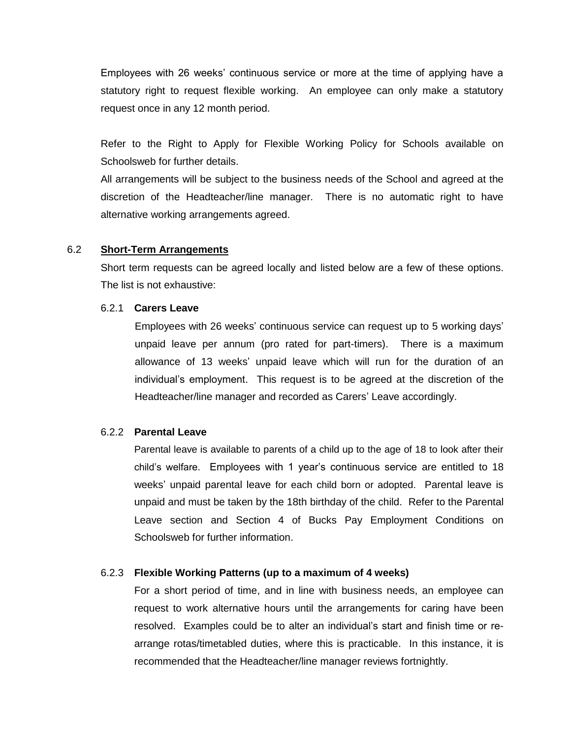Employees with 26 weeks' continuous service or more at the time of applying have a statutory right to request flexible working. An employee can only make a statutory request once in any 12 month period.

Refer to the Right to Apply for Flexible Working Policy for Schools available on Schoolsweb for further details.

All arrangements will be subject to the business needs of the School and agreed at the discretion of the Headteacher/line manager. There is no automatic right to have alternative working arrangements agreed.

### 6.2 Short-Term Arrangements

Short term requests can be agreed locally and listed below are a few of these options. The list is not exhaustive:

#### 6.2.1 Carers Leave

Employees with 26 weeks' continuous service can request up to 5 working days' unpaid leave per annum (pro rated for part-timers). There is a maximum allowance of 13 weeks' unpaid leave which will run for the duration of an individual's employment. This request is to be agreed at the discretion of the Headteacher/line manager and recorded as Carers' Leave accordingly.

#### 6.2.2 Parental Leave

Parental leave is available to parents of a child up to the age of 18 to look after their child's welfare. Employees with 1 year's continuous service are entitled to 18 weeks' unpaid parental leave for each child born or adopted. Parental leave is unpaid and must be taken by the 18th birthday of the child. Refer to the Parental Leave section and Section 4 of Bucks Pay Employment Conditions on Schoolsweb for further information.

#### 6.2.3 Flexible Working Patterns (up to a maximum of 4 weeks)

For a short period of time, and in line with business needs, an employee can request to work alternative hours until the arrangements for caring have been resolved. Examples could be to alter an individual's start and finish time or re-arrange rotas/timetabled duties, where this is practicable. In this instance, it is recommended that the Headteacher/line manager reviews fortnightly.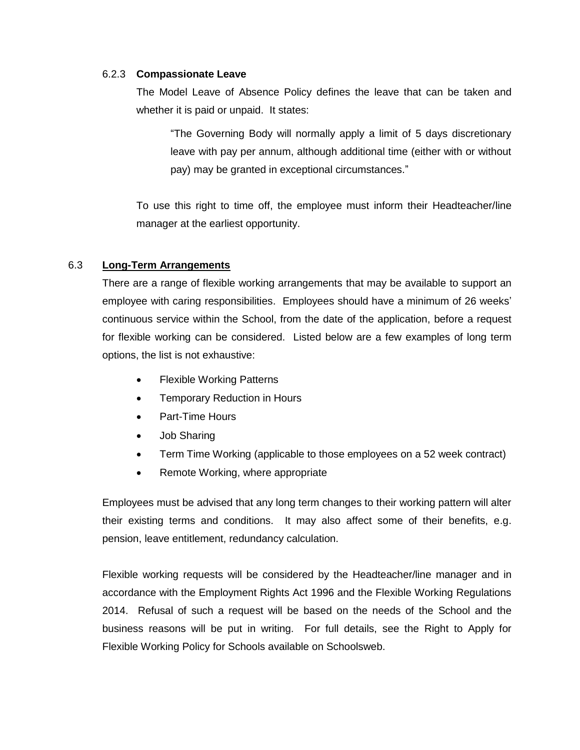#### 6.2.3 **Compassionate Leave**

The Model Leave of Absence Policy defines the leave that can be taken and whether it is paid or unpaid. It states:

> "The Governing Body will normally apply a limit of 5 days discretionary leave with pay per annum, although additional time (either with or without pay) may be granted in exceptional circumstances."

To use this right to time off, the employee must inform their Headteacher/line manager at the earliest opportunity.

### 6.3 **Long-Term Arrangements**

There are a range of flexible working arrangements that may be available to support an employee with caring responsibilities. Employees should have a minimum of 26 weeks' continuous service within the School, from the date of the application, before a request for flexible working can be considered. Listed below are a few examples of long term options, the list is not exhaustive:

- Flexible Working Patterns
- Temporary Reduction in Hours
- Part-Time Hours
- Job Sharing
- Term Time Working (applicable to those employees on a 52 week contract)
- Remote Working, where appropriate

Employees must be advised that any long term changes to their working pattern will alter their existing terms and conditions. It may also affect some of their benefits, e.g. pension, leave entitlement, redundancy calculation.

Flexible working requests will be considered by the Headteacher/line manager and in accordance with the Employment Rights Act 1996 and the Flexible Working Regulations 2014. Refusal of such a request will be based on the needs of the School and the business reasons will be put in writing. For full details, see the Right to Apply for Flexible Working Policy for Schools available on Schoolsweb.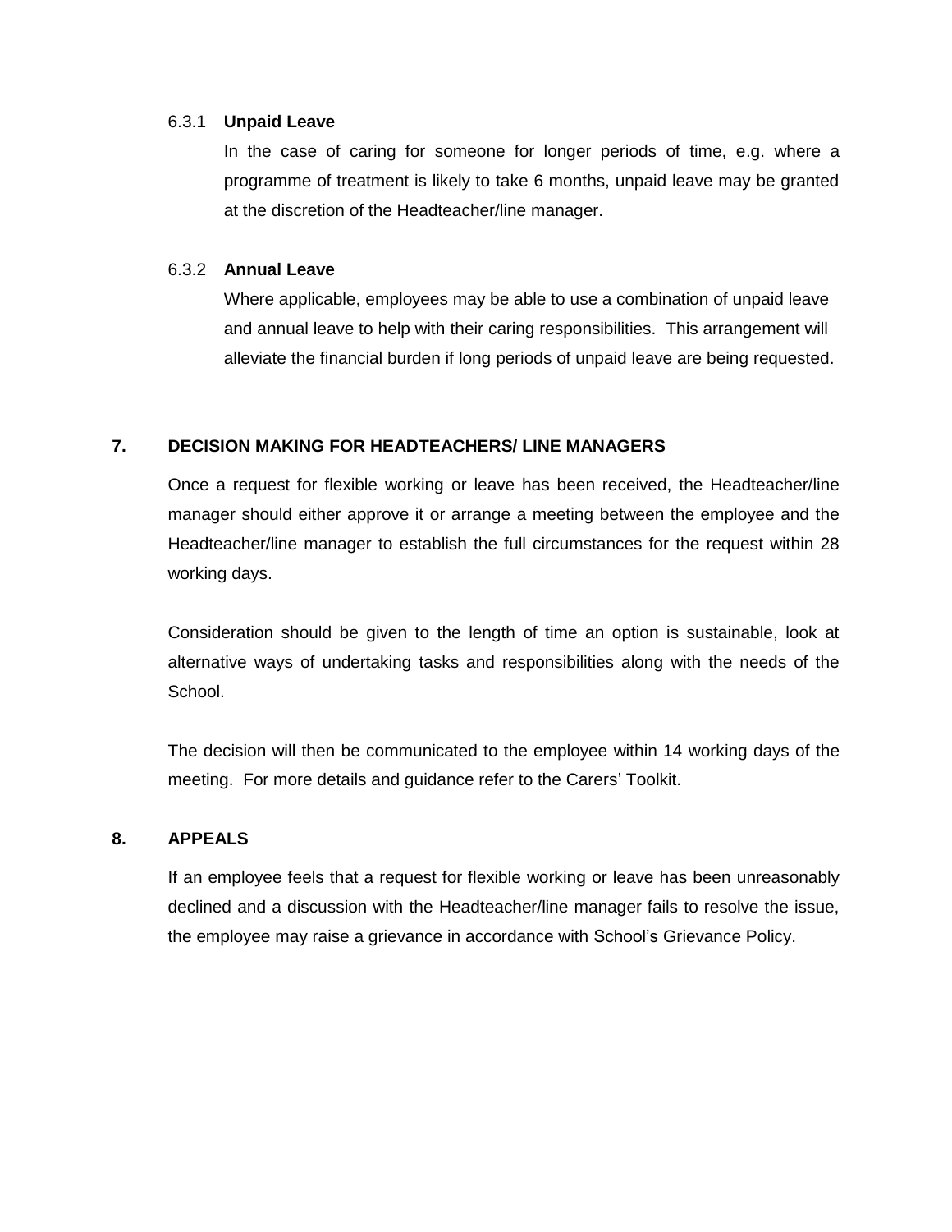#### 6.3.1 Unpaid Leave

In the case of caring for someone for longer periods of time, e.g. where a programme of treatment is likely to take 6 months, unpaid leave may be granted at the discretion of the Headteacher/line manager.

#### 6.3.2 Annual Leave

Where applicable, employees may be able to use a combination of unpaid leave and annual leave to help with their caring responsibilities. This arrangement will alleviate the financial burden if long periods of unpaid leave are being requested.

## 7. DECISION MAKING FOR HEADTEACHERS/ LINE MANAGERS

Once a request for flexible working or leave has been received, the Headteacher/line manager should either approve it or arrange a meeting between the employee and the Headteacher/line manager to establish the full circumstances for the request within 28 working days.

Consideration should be given to the length of time an option is sustainable, look at alternative ways of undertaking tasks and responsibilities along with the needs of the School.

The decision will then be communicated to the employee within 14 working days of the meeting. For more details and guidance refer to the Carers' Toolkit.

## 8. APPEALS

If an employee feels that a request for flexible working or leave has been unreasonably declined and a discussion with the Headteacher/line manager fails to resolve the issue, the employee may raise a grievance in accordance with School's Grievance Policy.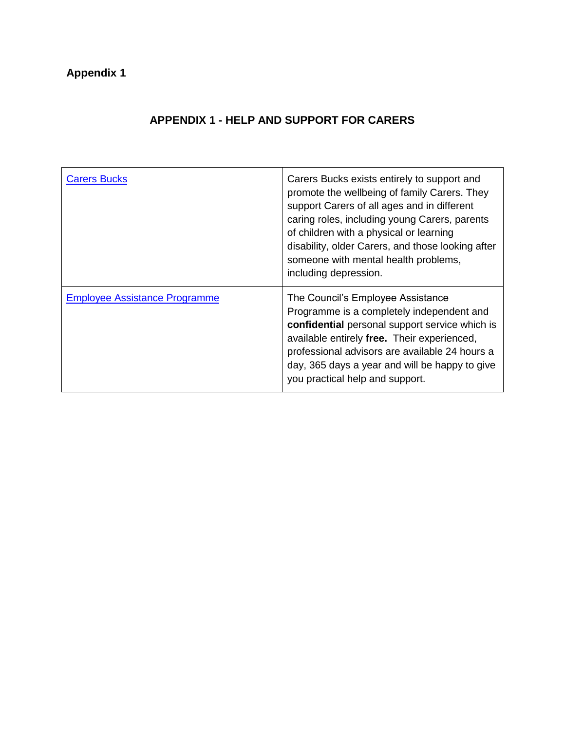**Appendix 1**

## APPENDIX 1 - HELP AND SUPPORT FOR CARERS

| | |
|---|---|
| Carers Bucks | Carers Bucks exists entirely to support and promote the wellbeing of family Carers. They support Carers of all ages and in different caring roles, including young Carers, parents of children with a physical or learning disability, older Carers, and those looking after someone with mental health problems, including depression. |
| Employee Assistance Programme | The Council's Employee Assistance Programme is a completely independent and **confidential** personal support service which is available entirely **free.** Their experienced, professional advisors are available 24 hours a day, 365 days a year and will be happy to give you practical help and support. |